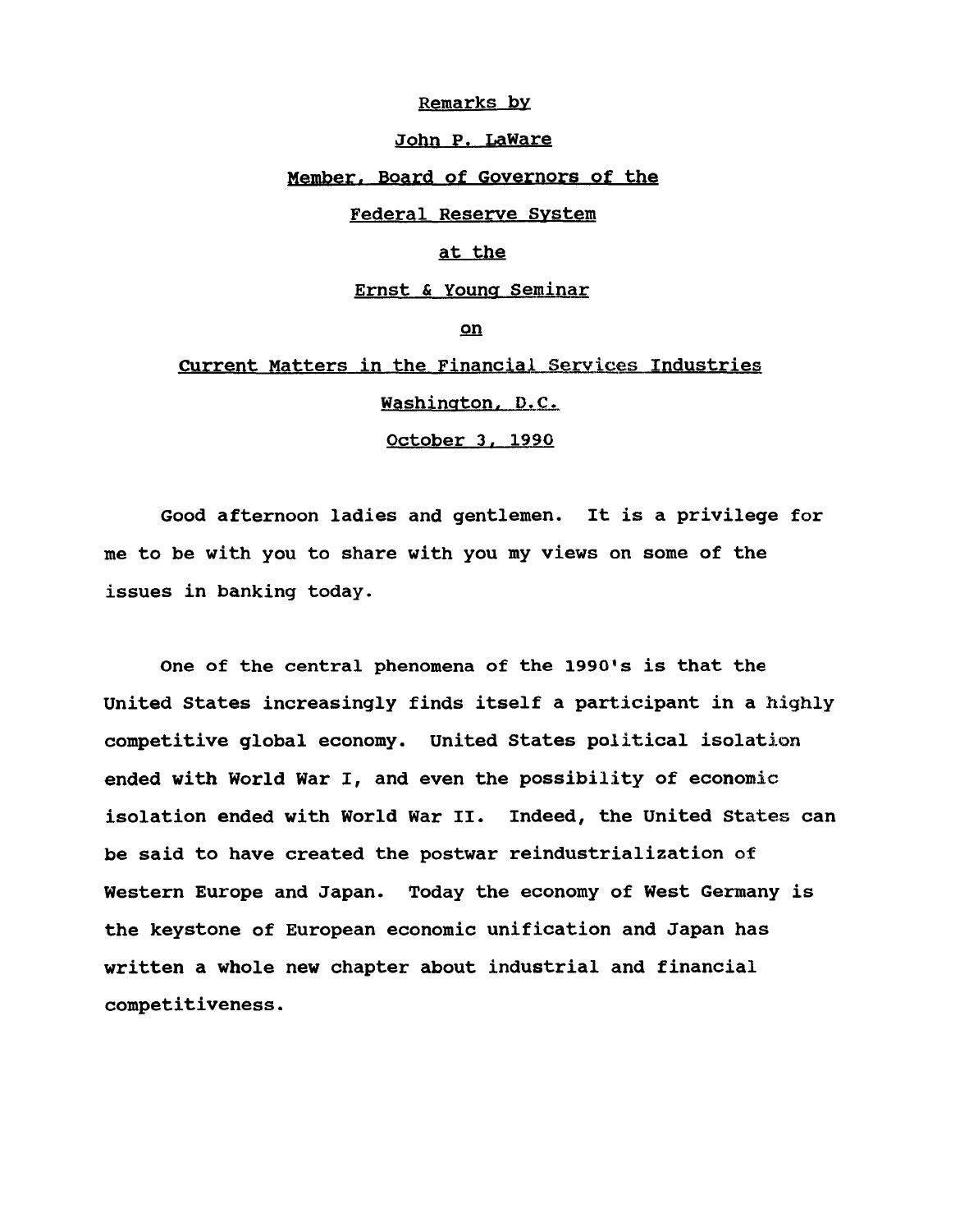Remarks by

John P. LaWare

Member, Board of Governors of the

Federal Reserve System

at the

Ernst & Young Seminar

on

Current Matters in the Financial Services Industries

Washington, D.C.

October 3, 1990

Good afternoon ladies and gentlemen. It is a privilege for me to be with you to share with you my views on some of the issues in banking today.

One of the central phenomena of the 1990's is that the United States increasingly finds itself a participant in a highly competitive global economy. United States political isolation ended with World War I, and even the possibility of economic isolation ended with World War II. Indeed, the United States can be said to have created the postwar reindustrialization of Western Europe and Japan. Today the economy of West Germany is the keystone of European economic unification and Japan has written a whole new chapter about industrial and financial competitiveness.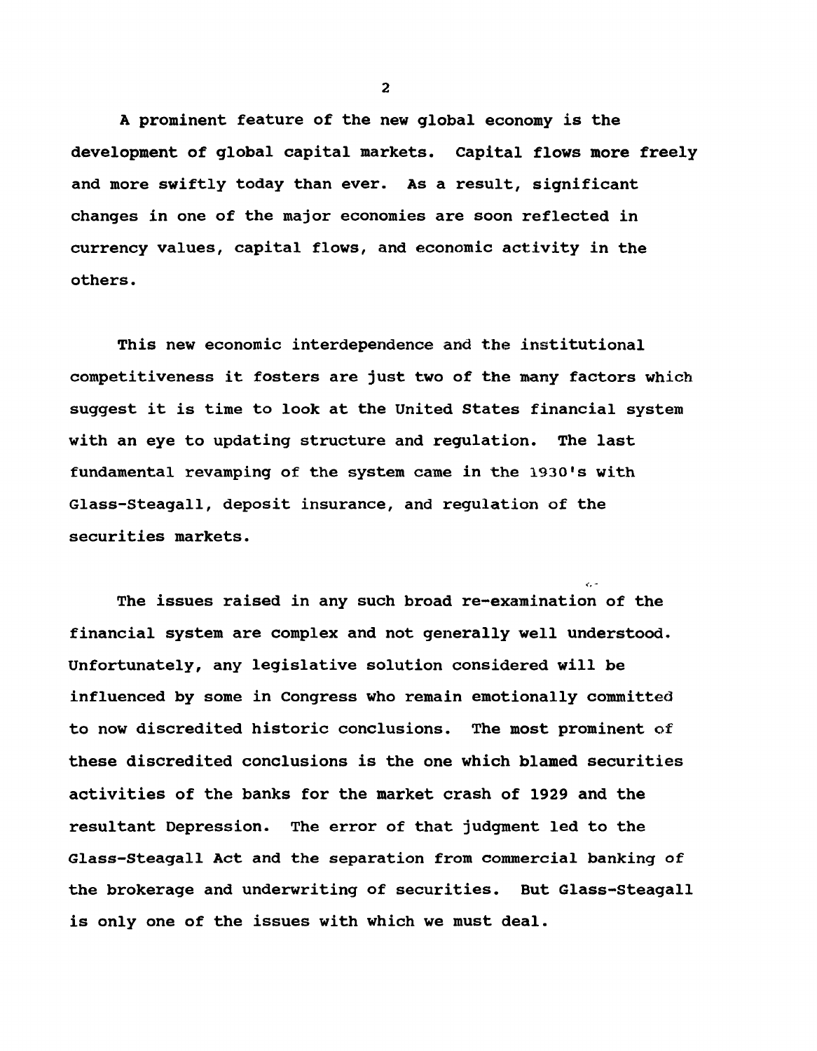A prominent feature of the new global economy is the development of global capital markets. Capital flows more freely and more swiftly today than ever. As a result, significant changes in one of the major economies are soon reflected in currency values, capital flows, and economic activity in the others.

This new economic interdependence and the institutional competitiveness it fosters are just two of the many factors which suggest it is time to look at the United States financial system with an eye to updating structure and regulation. The last fundamental revamping of the system came in the 1930's with Glass-Steagall, deposit insurance, and regulation of the securities markets.

The issues raised in any such broad re-examination of the financial system are complex and not generally well understood. Unfortunately, any legislative solution considered will be influenced by some in Congress who remain emotionally committed to now discredited historic conclusions. The most prominent of these discredited conclusions is the one which blamed securities activities of the banks for the market crash of 1929 and the resultant Depression. The error of that judgment led to the Glass-Steagall Act and the separation from commercial banking of the brokerage and underwriting of securities. But Glass-Steagall is only one of the issues with which we must deal.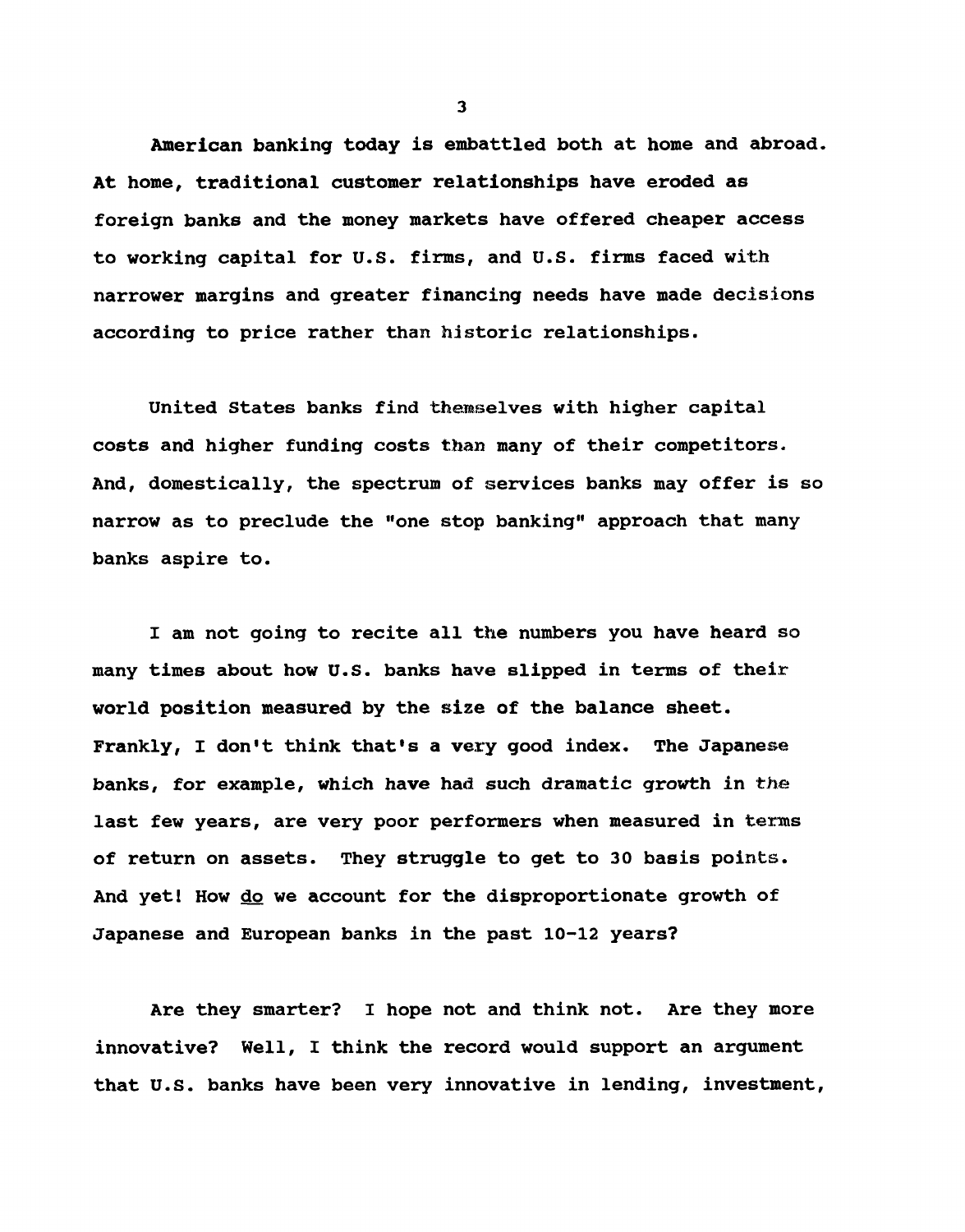American banking today is embattled both at home and abroad. At home, traditional customer relationships have eroded as foreign banks and the money markets have offered cheaper access to working capital for U.S. firms, and U.S. firms faced with narrower margins and greater financing needs have made decisions according to price rather than historic relationships.

United States banks find themselves with higher capital costs and higher funding costs than many of their competitors. And, domestically, the spectrum of services banks may offer is so narrow as to preclude the "one stop banking" approach that many banks aspire to.

I am not going to recite all the numbers you have heard so many times about how U.S. banks have slipped in terms of their world position measured by the size of the balance sheet. Frankly, I don't think that's a very good index. The Japanese banks, for example, which have had such dramatic growth in the last few years, are very poor performers when measured in terms of return on assets. They struggle to get to 30 basis points. And yet! How <u>do</u> we account for the disproportionate growth of Japanese and European banks in the past 10-12 years?

Are they smarter? I hope not and think not. Are they more innovative? Well, I think the record would support an argument that U.S. banks have been very innovative in lending, investment,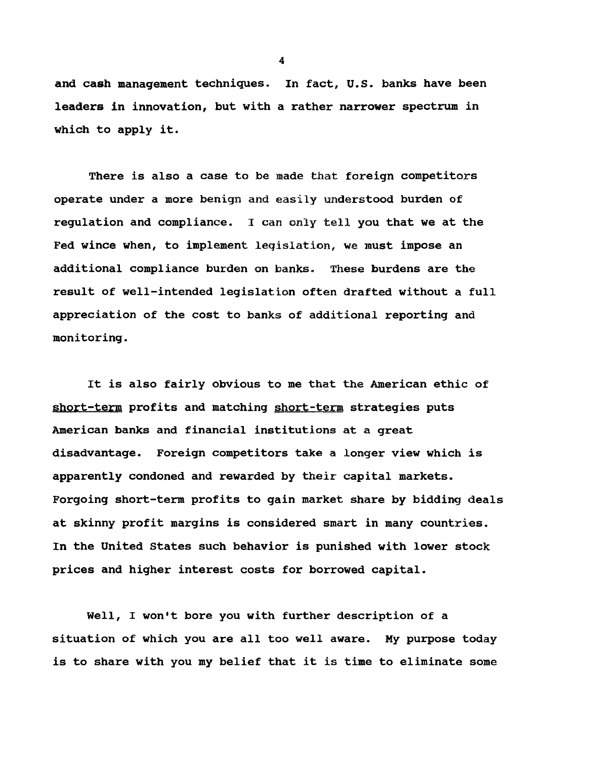and cash management techniques. In fact, U.S. banks have been leaders in innovation, but with a rather narrower spectrum in which to apply it.

There is also a case to be made that foreign competitors operate under a more benign and easily understood burden of regulation and compliance. I can only tell you that we at the Fed wince when, to implement legislation, we must impose an additional compliance burden on banks. These burdens are the result of well-intended legislation often drafted without a full appreciation of the cost to banks of additional reporting and monitoring.

It is also fairly obvious to me that the American ethic of <u>short-term</u> profits and matching <u>short-term</u> strategies puts American banks and financial institutions at a great disadvantage. Foreign competitors take a longer view which is apparently condoned and rewarded by their capital markets. Forgoing short-term profits to gain market share by bidding deals at skinny profit margins is considered smart in many countries. In the United States such behavior is punished with lower stock prices and higher interest costs for borrowed capital.

Well, I won't bore you with further description of a situation of which you are all too well aware. My purpose today is to share with you my belief that it is time to eliminate some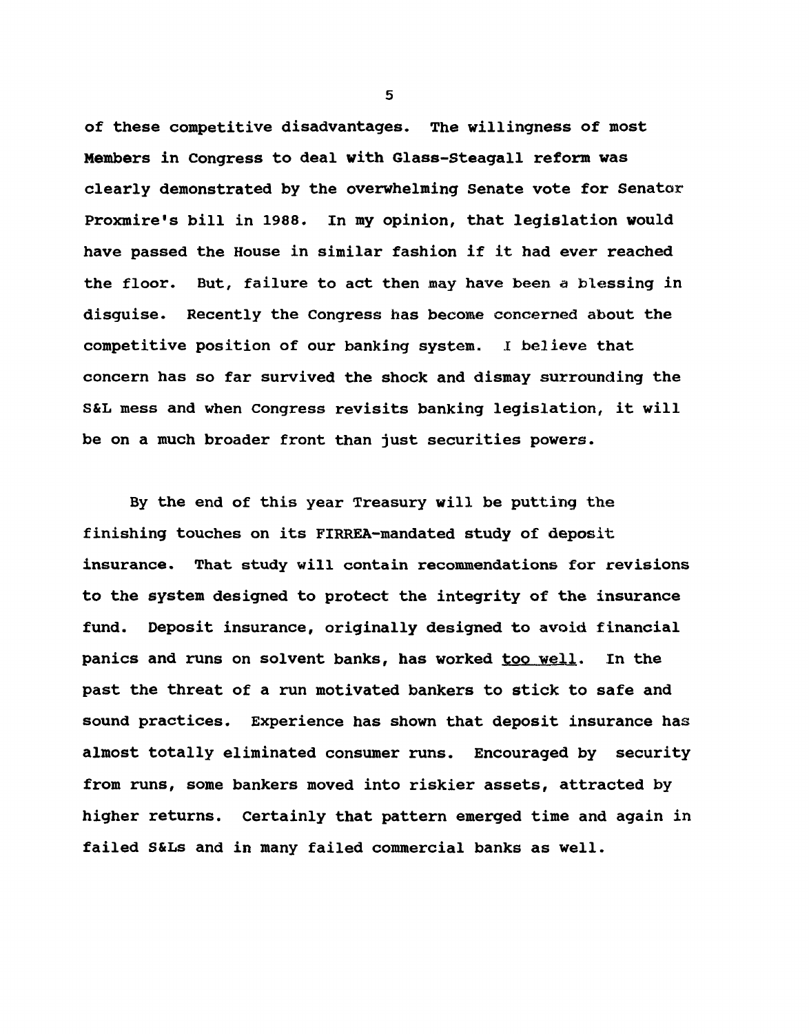of these competitive disadvantages. The willingness of most Members in Congress to deal with Glass-Steagall reform was clearly demonstrated by the overwhelming Senate vote for Senator Proxmire's bill in 1988. In my opinion, that legislation would have passed the House in similar fashion if it had ever reached the floor. But, failure to act then may have been a blessing in disguise. Recently the Congress has become concerned about the competitive position of our banking system. I believe that concern has so far survived the shock and dismay surrounding the S&L mess and when Congress revisits banking legislation, it will be on a much broader front than just securities powers.

By the end of this year Treasury will be putting the finishing touches on its FIRREA-mandated study of deposit insurance. That study will contain recommendations for revisions to the system designed to protect the integrity of the insurance fund. Deposit insurance, originally designed to avoid financial panics and runs on solvent banks, has worked too well. In the past the threat of a run motivated bankers to stick to safe and sound practices. Experience has shown that deposit insurance has almost totally eliminated consumer runs. Encouraged by security from runs, some bankers moved into riskier assets, attracted by higher returns. Certainly that pattern emerged time and again in failed S&Ls and in many failed commercial banks as well.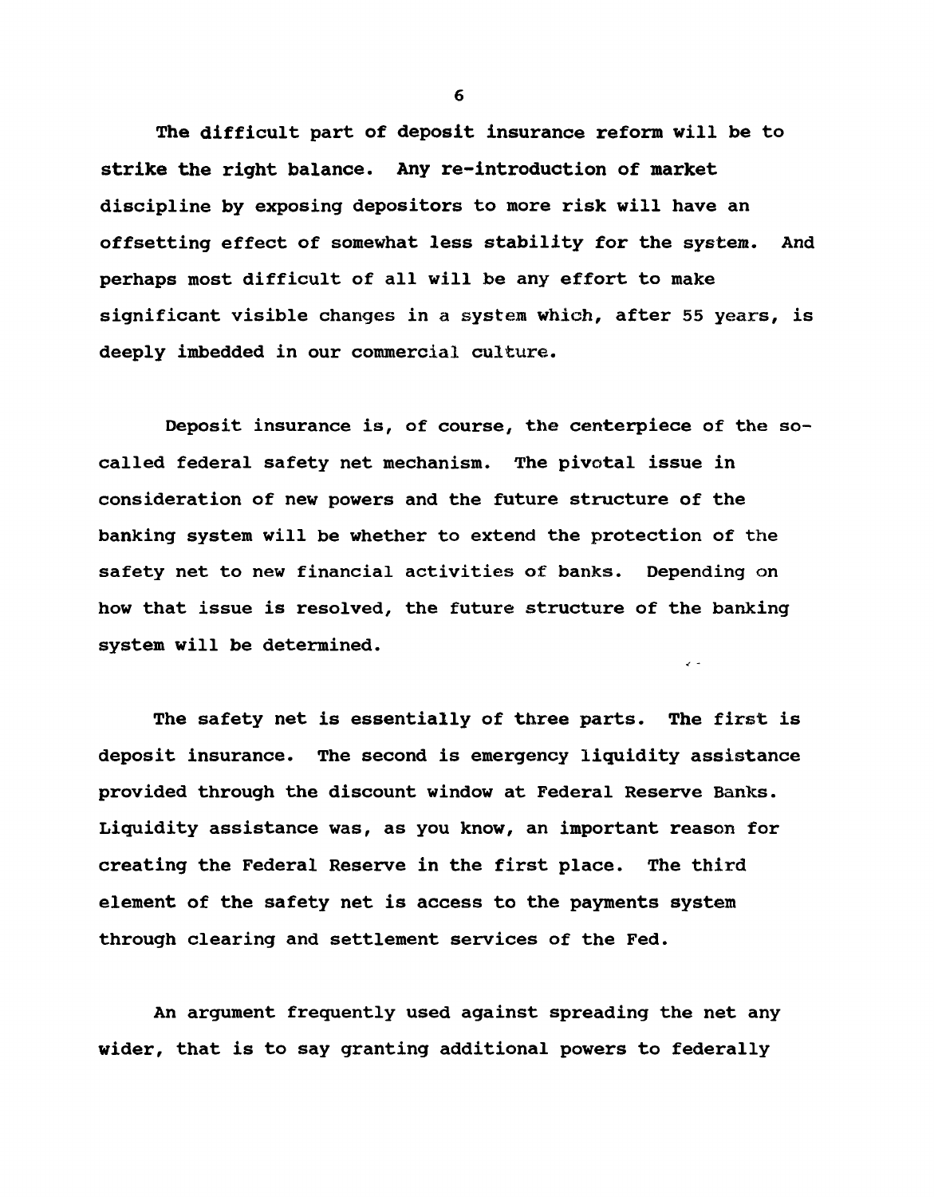The difficult part of deposit insurance reform will be to strike the right balance. Any re-introduction of market discipline by exposing depositors to more risk will have an offsetting effect of somewhat less stability for the system. And perhaps most difficult of all will be any effort to make significant visible changes in a system which, after 55 years, is deeply imbedded in our commercial culture.

Deposit insurance is, of course, the centerpiece of the so-called federal safety net mechanism. The pivotal issue in consideration of new powers and the future structure of the banking system will be whether to extend the protection of the safety net to new financial activities of banks. Depending on how that issue is resolved, the future structure of the banking system will be determined.

The safety net is essentially of three parts. The first is deposit insurance. The second is emergency liquidity assistance provided through the discount window at Federal Reserve Banks. Liquidity assistance was, as you know, an important reason for creating the Federal Reserve in the first place. The third element of the safety net is access to the payments system through clearing and settlement services of the Fed.

An argument frequently used against spreading the net any wider, that is to say granting additional powers to federally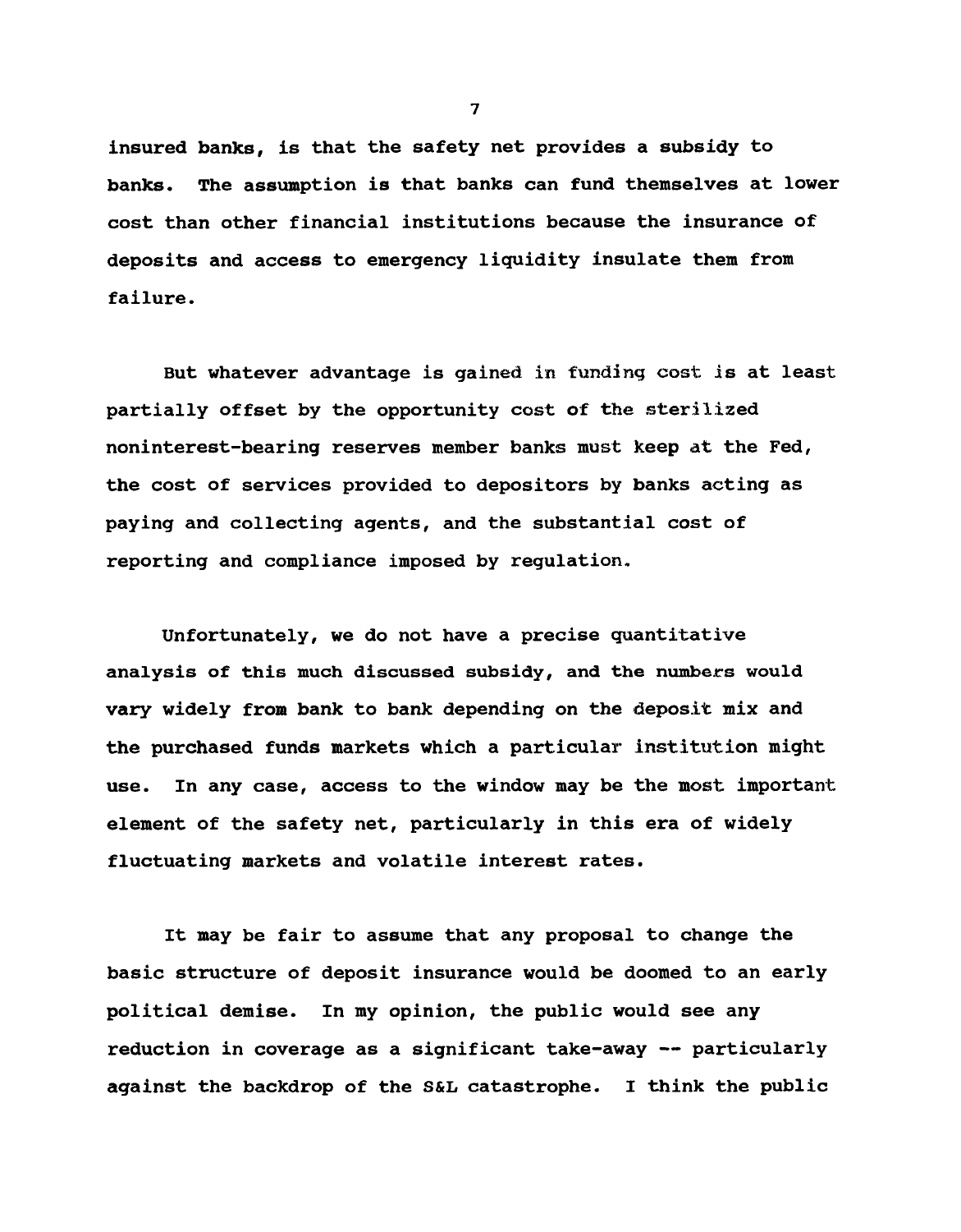insured banks, is that the safety net provides a subsidy to banks. The assumption is that banks can fund themselves at lower cost than other financial institutions because the insurance of deposits and access to emergency liquidity insulate them from failure.

But whatever advantage is gained in funding cost is at least partially offset by the opportunity cost of the sterilized noninterest-bearing reserves member banks must keep at the Fed, the cost of services provided to depositors by banks acting as paying and collecting agents, and the substantial cost of reporting and compliance imposed by regulation.

Unfortunately, we do not have a precise quantitative analysis of this much discussed subsidy, and the numbers would vary widely from bank to bank depending on the deposit mix and the purchased funds markets which a particular institution might use. In any case, access to the window may be the most important element of the safety net, particularly in this era of widely fluctuating markets and volatile interest rates.

It may be fair to assume that any proposal to change the basic structure of deposit insurance would be doomed to an early political demise. In my opinion, the public would see any reduction in coverage as a significant take-away -- particularly against the backdrop of the S&L catastrophe. I think the public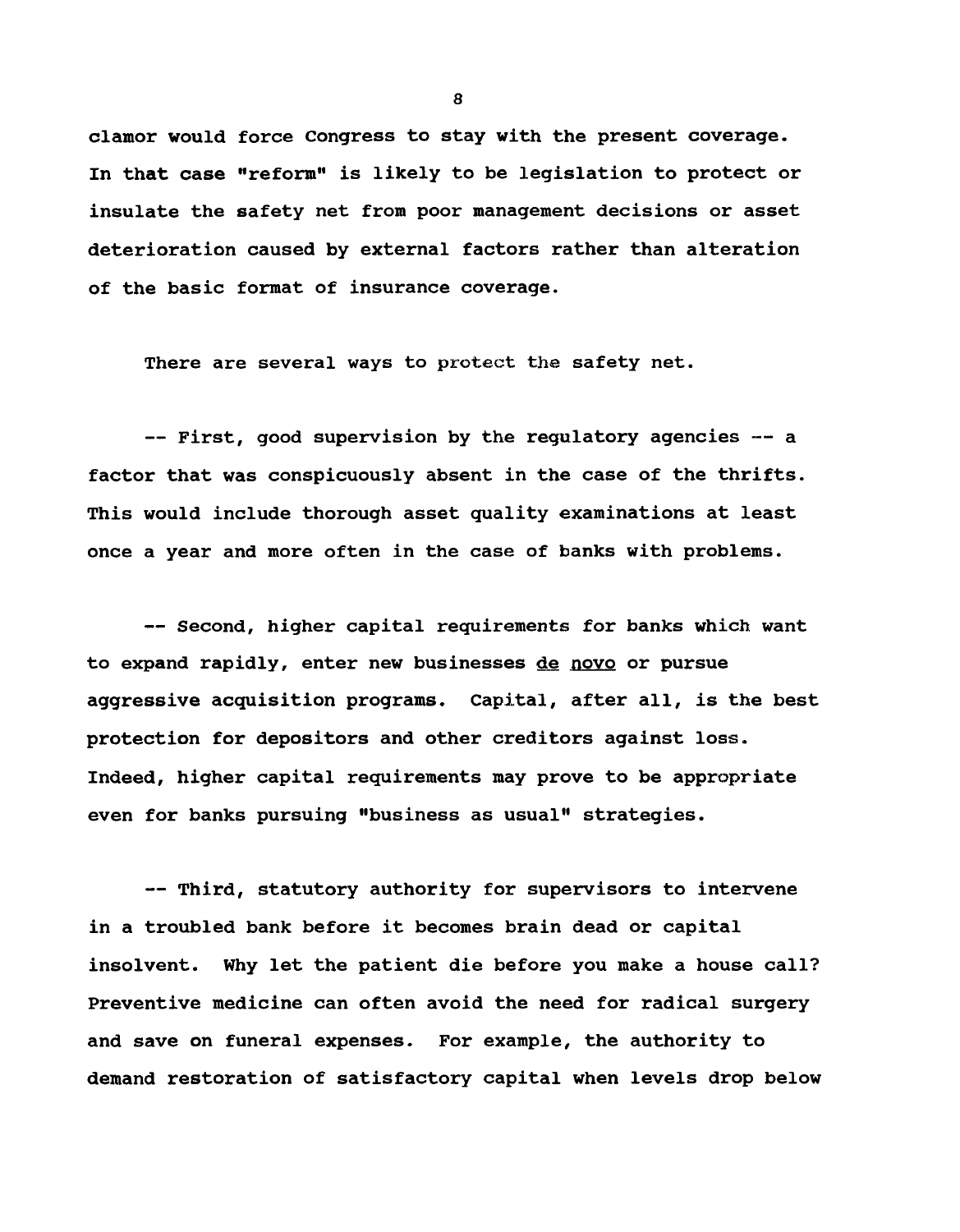clamor would force Congress to stay with the present coverage. In that case "reform" is likely to be legislation to protect or insulate the safety net from poor management decisions or asset deterioration caused by external factors rather than alteration of the basic format of insurance coverage.

There are several ways to protect the safety net.

-- First, good supervision by the regulatory agencies -- a factor that was conspicuously absent in the case of the thrifts. This would include thorough asset quality examinations at least once a year and more often in the case of banks with problems.

-- Second, higher capital requirements for banks which want to expand rapidly, enter new businesses <u>de novo</u> or pursue aggressive acquisition programs. Capital, after all, is the best protection for depositors and other creditors against loss. Indeed, higher capital requirements may prove to be appropriate even for banks pursuing "business as usual" strategies.

-- Third, statutory authority for supervisors to intervene in a troubled bank before it becomes brain dead or capital insolvent. Why let the patient die before you make a house call? Preventive medicine can often avoid the need for radical surgery and save on funeral expenses. For example, the authority to demand restoration of satisfactory capital when levels drop below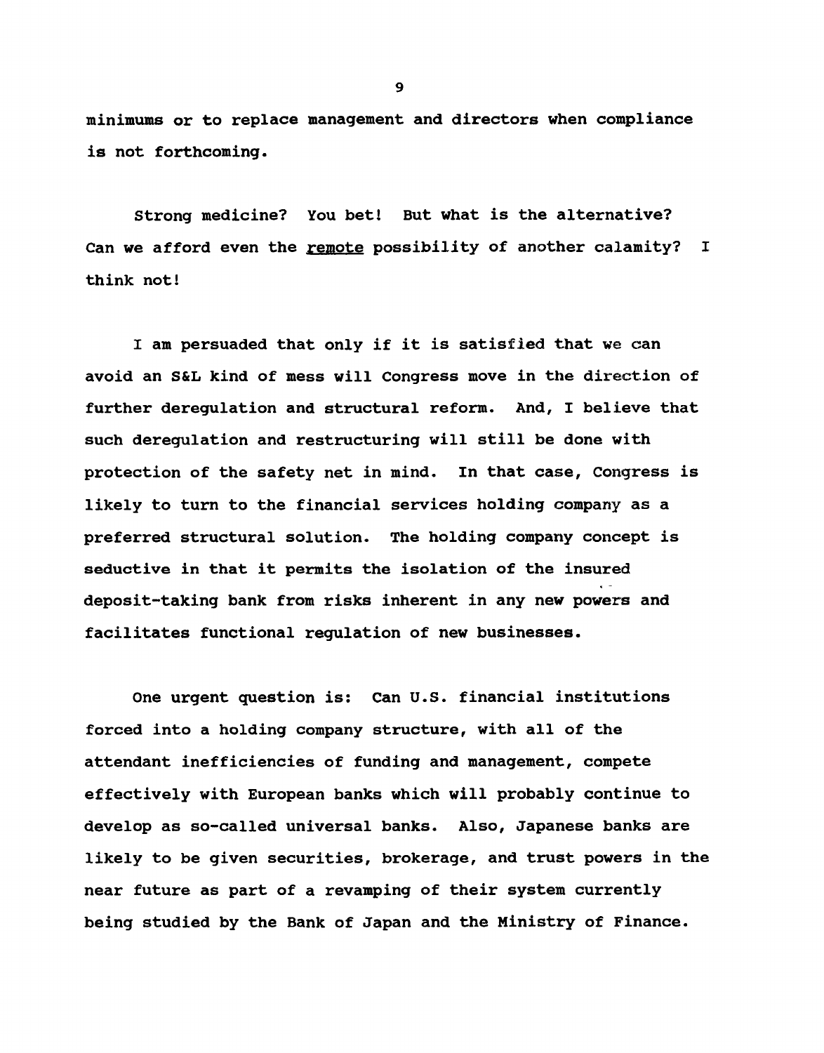minimums or to replace management and directors when compliance is not forthcoming.

Strong medicine? You bet! But what is the alternative? Can we afford even the remote possibility of another calamity? I think not!

I am persuaded that only if it is satisfied that we can avoid an S&L kind of mess will Congress move in the direction of further deregulation and structural reform. And, I believe that such deregulation and restructuring will still be done with protection of the safety net in mind. In that case, Congress is likely to turn to the financial services holding company as a preferred structural solution. The holding company concept is seductive in that it permits the isolation of the insured deposit-taking bank from risks inherent in any new powers and facilitates functional regulation of new businesses.

One urgent question is: Can U.S. financial institutions forced into a holding company structure, with all of the attendant inefficiencies of funding and management, compete effectively with European banks which will probably continue to develop as so-called universal banks. Also, Japanese banks are likely to be given securities, brokerage, and trust powers in the near future as part of a revamping of their system currently being studied by the Bank of Japan and the Ministry of Finance.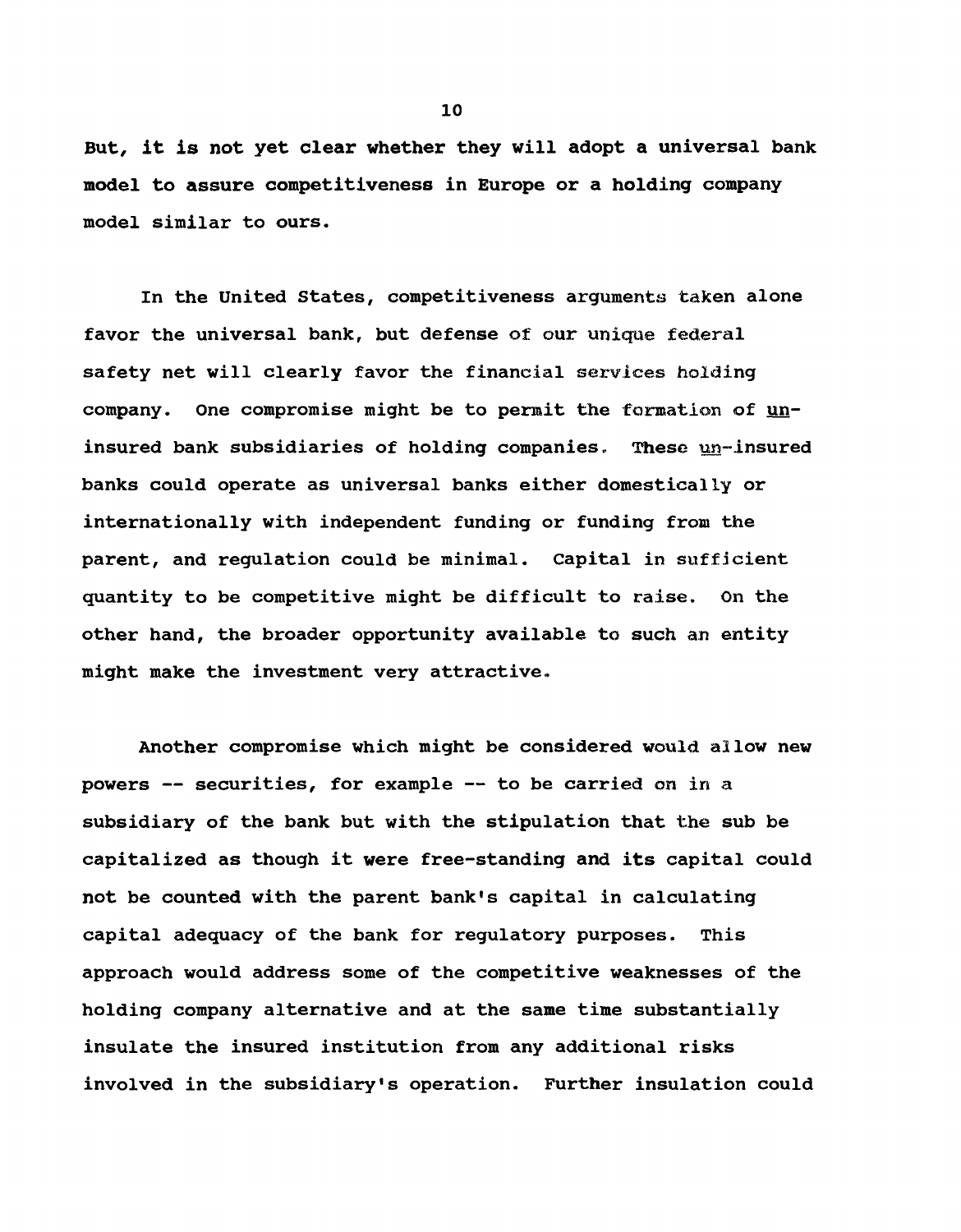But, it is not yet clear whether they will adopt a universal bank model to assure competitiveness in Europe or a holding company model similar to ours.

In the United States, competitiveness arguments taken alone favor the universal bank, but defense of our unique federal safety net will clearly favor the financial services holding company. One compromise might be to permit the formation of <u>un</u>-insured bank subsidiaries of holding companies. These <u>un</u>-insured banks could operate as universal banks either domestically or internationally with independent funding or funding from the parent, and regulation could be minimal. Capital in sufficient quantity to be competitive might be difficult to raise. On the other hand, the broader opportunity available to such an entity might make the investment very attractive.

Another compromise which might be considered would allow new powers -- securities, for example -- to be carried on in a subsidiary of the bank but with the stipulation that the sub be capitalized as though it were free-standing and its capital could not be counted with the parent bank's capital in calculating capital adequacy of the bank for regulatory purposes. This approach would address some of the competitive weaknesses of the holding company alternative and at the same time substantially insulate the insured institution from any additional risks involved in the subsidiary's operation. Further insulation could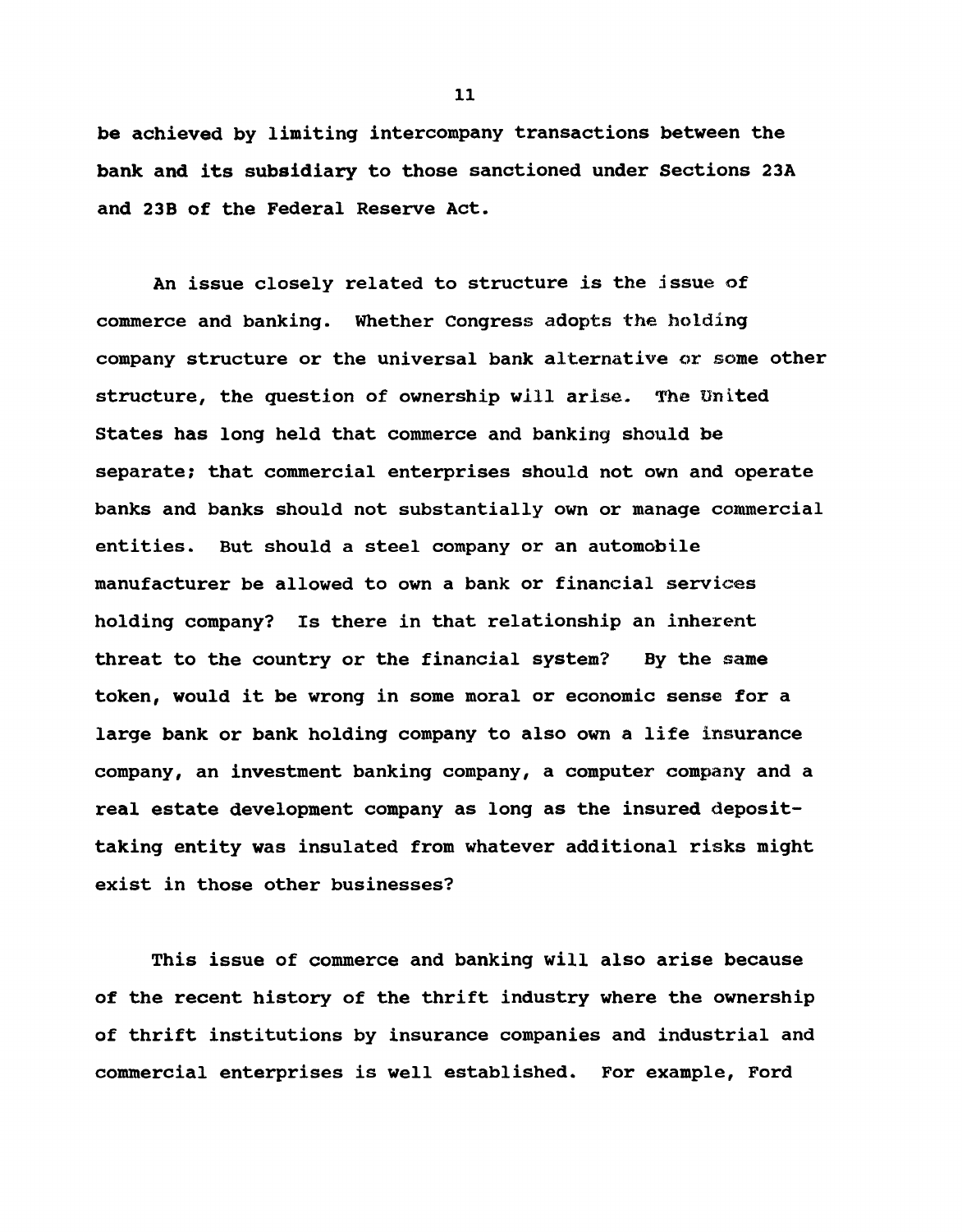be achieved by limiting intercompany transactions between the bank and its subsidiary to those sanctioned under Sections 23A and 23B of the Federal Reserve Act.

An issue closely related to structure is the issue of commerce and banking. Whether Congress adopts the holding company structure or the universal bank alternative or some other structure, the question of ownership will arise. The United States has long held that commerce and banking should be separate; that commercial enterprises should not own and operate banks and banks should not substantially own or manage commercial entities. But should a steel company or an automobile manufacturer be allowed to own a bank or financial services holding company? Is there in that relationship an inherent threat to the country or the financial system? By the same token, would it be wrong in some moral or economic sense for a large bank or bank holding company to also own a life insurance company, an investment banking company, a computer company and a real estate development company as long as the insured deposit-taking entity was insulated from whatever additional risks might exist in those other businesses?

This issue of commerce and banking will also arise because of the recent history of the thrift industry where the ownership of thrift institutions by insurance companies and industrial and commercial enterprises is well established. For example, Ford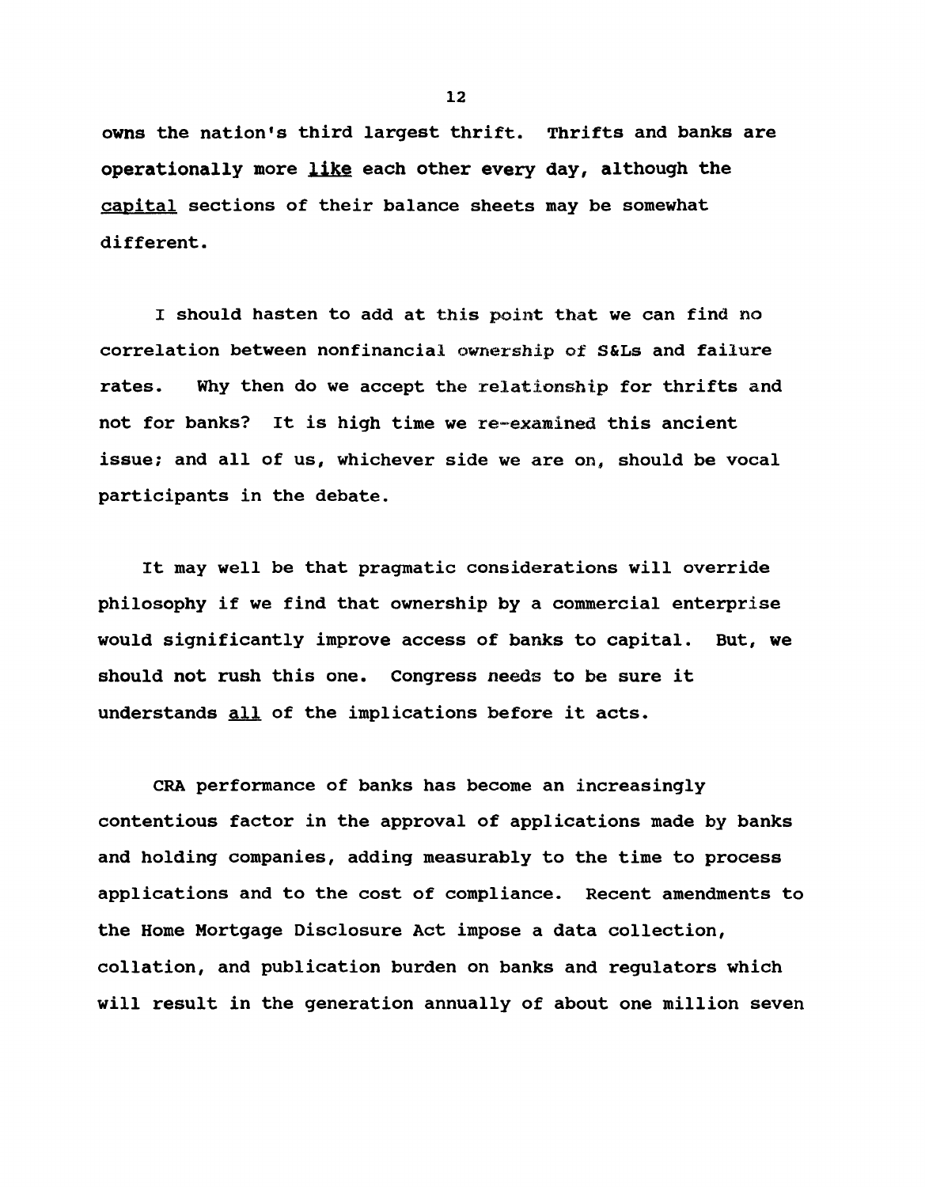owns the nation's third largest thrift. Thrifts and banks are operationally more <u>like</u> each other every day, although the <u>capital</u> sections of their balance sheets may be somewhat different.

I should hasten to add at this point that we can find no correlation between nonfinancial ownership of S&Ls and failure rates. Why then do we accept the relationship for thrifts and not for banks? It is high time we re-examined this ancient issue; and all of us, whichever side we are on, should be vocal participants in the debate.

It may well be that pragmatic considerations will override philosophy if we find that ownership by a commercial enterprise would significantly improve access of banks to capital. But, we should not rush this one. Congress needs to be sure it understands <u>all</u> of the implications before it acts.

CRA performance of banks has become an increasingly contentious factor in the approval of applications made by banks and holding companies, adding measurably to the time to process applications and to the cost of compliance. Recent amendments to the Home Mortgage Disclosure Act impose a data collection, collation, and publication burden on banks and regulators which will result in the generation annually of about one million seven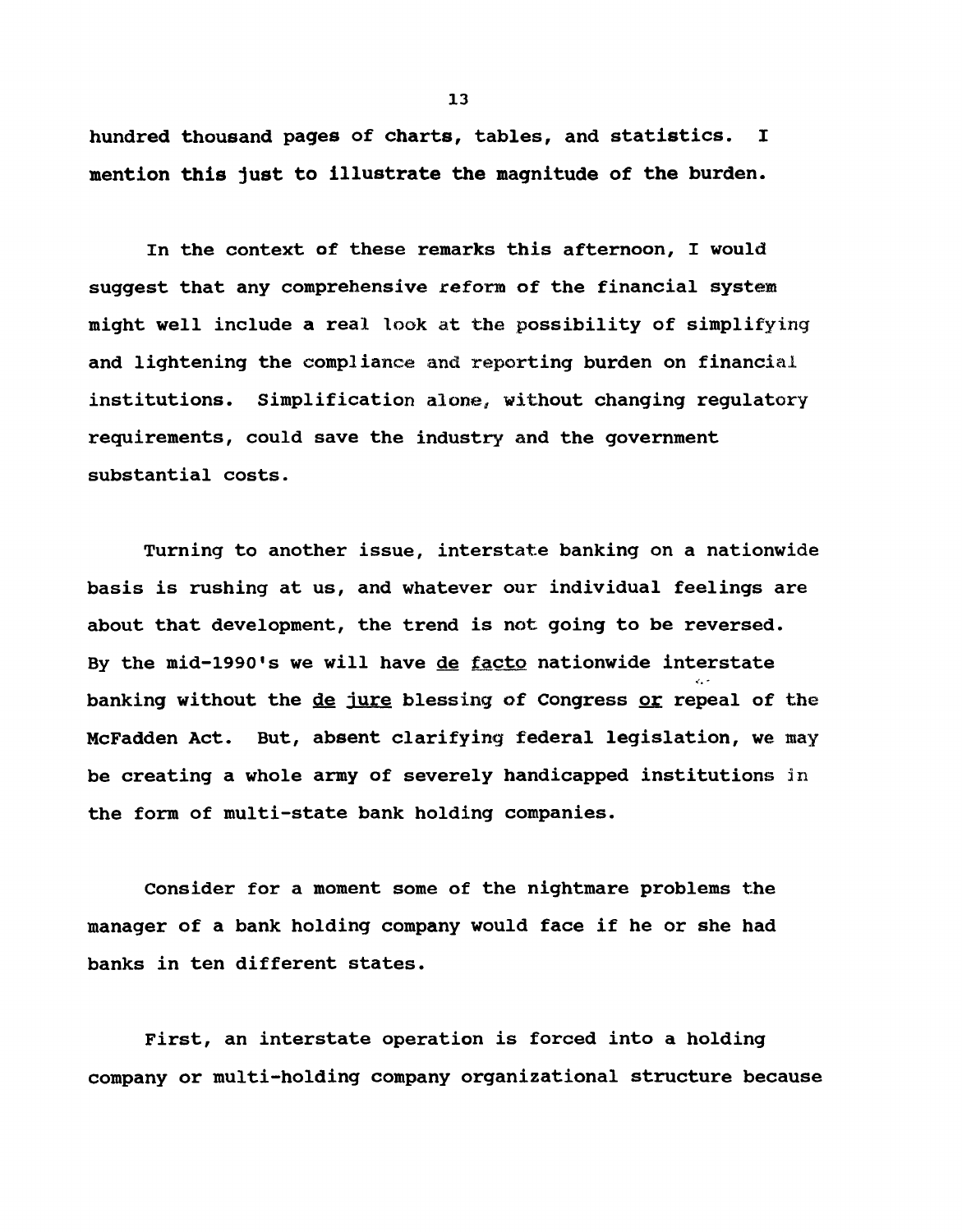hundred thousand pages of charts, tables, and statistics. I mention this just to illustrate the magnitude of the burden.

In the context of these remarks this afternoon, I would suggest that any comprehensive reform of the financial system might well include a real look at the possibility of simplifying and lightening the compliance and reporting burden on financial institutions. Simplification alone, without changing regulatory requirements, could save the industry and the government substantial costs.

Turning to another issue, interstate banking on a nationwide basis is rushing at us, and whatever our individual feelings are about that development, the trend is not going to be reversed. By the mid-1990's we will have de facto nationwide interstate banking without the de jure blessing of Congress or repeal of the McFadden Act. But, absent clarifying federal legislation, we may be creating a whole army of severely handicapped institutions in the form of multi-state bank holding companies.

Consider for a moment some of the nightmare problems the manager of a bank holding company would face if he or she had banks in ten different states.

First, an interstate operation is forced into a holding company or multi-holding company organizational structure because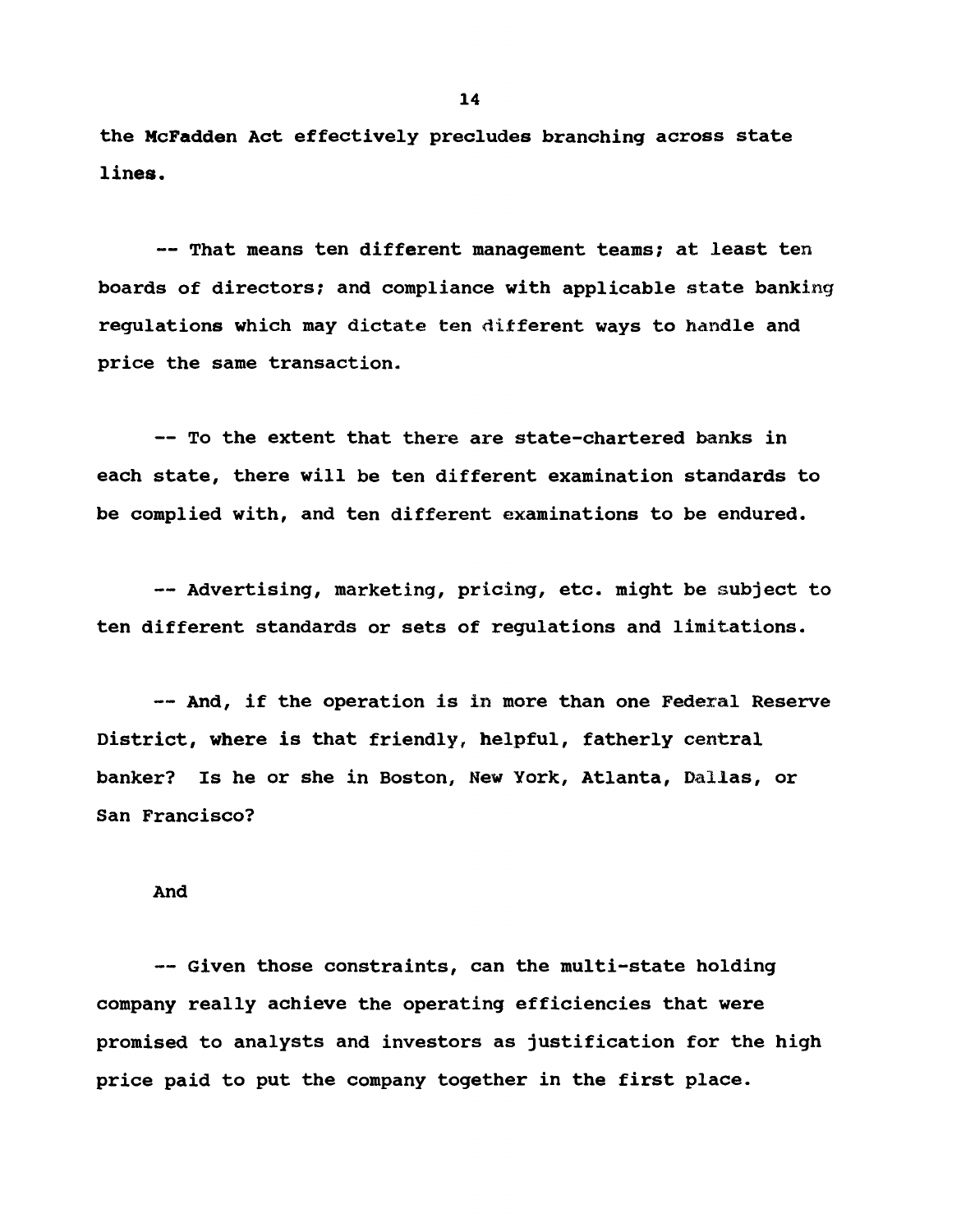the McFadden Act effectively precludes branching across state lines.

-- That means ten different management teams; at least ten boards of directors; and compliance with applicable state banking regulations which may dictate ten different ways to handle and price the same transaction.

-- To the extent that there are state-chartered banks in each state, there will be ten different examination standards to be complied with, and ten different examinations to be endured.

-- Advertising, marketing, pricing, etc. might be subject to ten different standards or sets of regulations and limitations.

-- And, if the operation is in more than one Federal Reserve District, where is that friendly, helpful, fatherly central banker? Is he or she in Boston, New York, Atlanta, Dallas, or San Francisco?

And

-- Given those constraints, can the multi-state holding company really achieve the operating efficiencies that were promised to analysts and investors as justification for the high price paid to put the company together in the first place.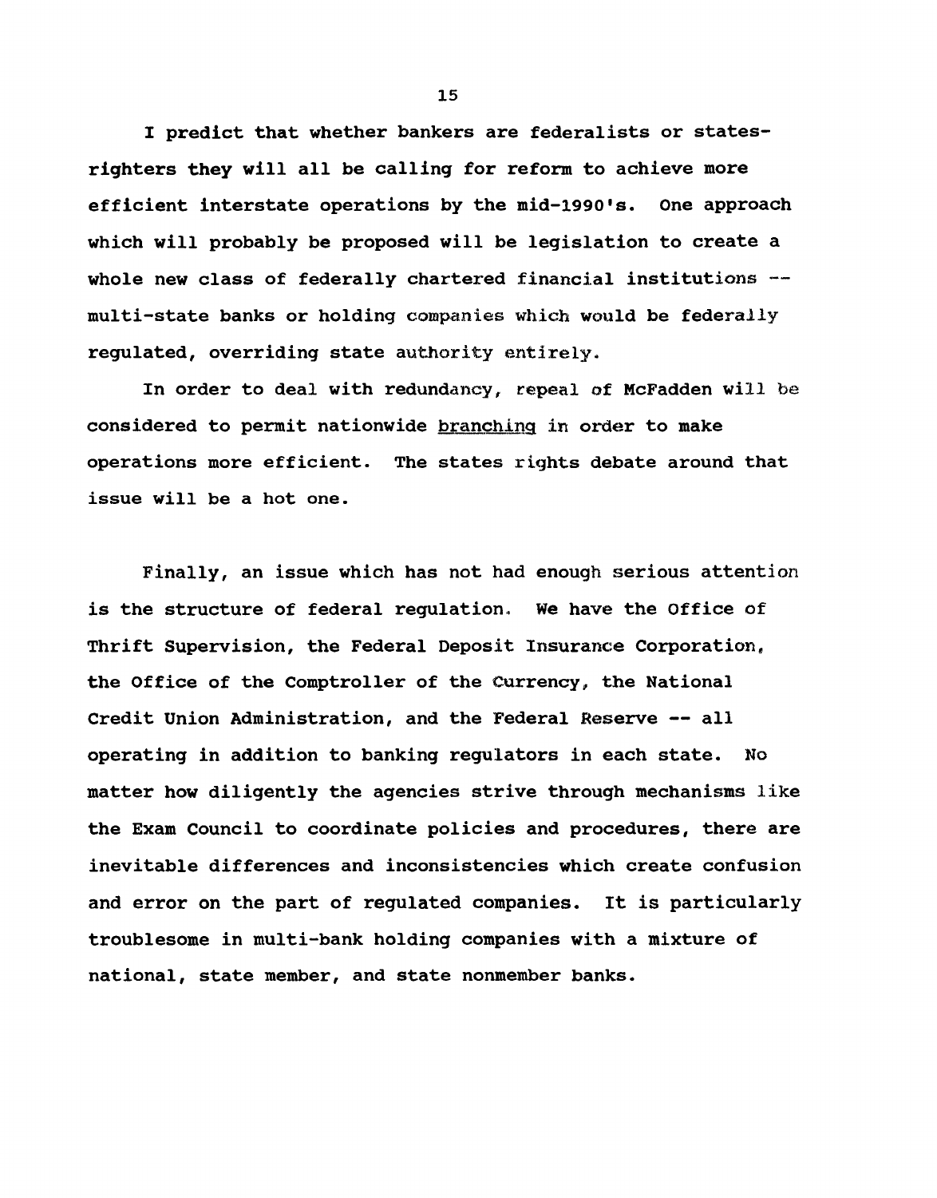I predict that whether bankers are federalists or states-righters they will all be calling for reform to achieve more efficient interstate operations by the mid-1990's. One approach which will probably be proposed will be legislation to create a whole new class of federally chartered financial institutions -- multi-state banks or holding companies which would be federally regulated, overriding state authority entirely.

In order to deal with redundancy, repeal of McFadden will be considered to permit nationwide <u>branching</u> in order to make operations more efficient. The states rights debate around that issue will be a hot one.

Finally, an issue which has not had enough serious attention is the structure of federal regulation. We have the Office of Thrift Supervision, the Federal Deposit Insurance Corporation, the Office of the Comptroller of the Currency, the National Credit Union Administration, and the Federal Reserve -- all operating in addition to banking regulators in each state. No matter how diligently the agencies strive through mechanisms like the Exam Council to coordinate policies and procedures, there are inevitable differences and inconsistencies which create confusion and error on the part of regulated companies. It is particularly troublesome in multi-bank holding companies with a mixture of national, state member, and state nonmember banks.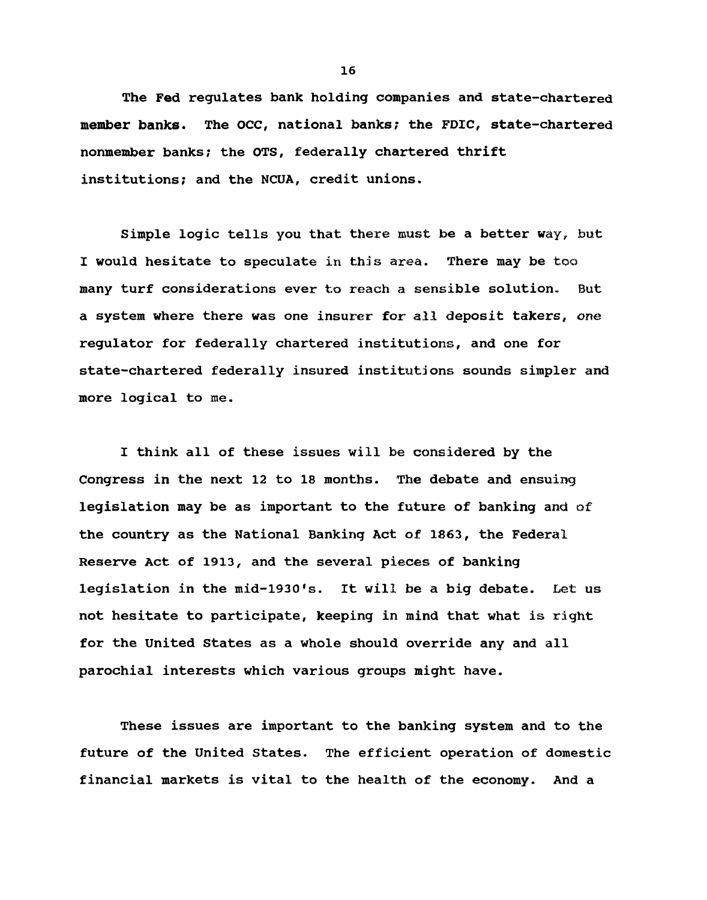The Fed regulates bank holding companies and state-chartered member banks. The OCC, national banks; the FDIC, state-chartered nonmember banks; the OTS, federally chartered thrift institutions; and the NCUA, credit unions.

Simple logic tells you that there must be a better way, but I would hesitate to speculate in this area. There may be too many turf considerations ever to reach a sensible solution. But a system where there was one insurer for all deposit takers, one regulator for federally chartered institutions, and one for state-chartered federally insured institutions sounds simpler and more logical to me.

I think all of these issues will be considered by the Congress in the next 12 to 18 months. The debate and ensuing legislation may be as important to the future of banking and of the country as the National Banking Act of 1863, the Federal Reserve Act of 1913, and the several pieces of banking legislation in the mid-1930's. It will be a big debate. Let us not hesitate to participate, keeping in mind that what is right for the United States as a whole should override any and all parochial interests which various groups might have.

These issues are important to the banking system and to the future of the United States. The efficient operation of domestic financial markets is vital to the health of the economy. And a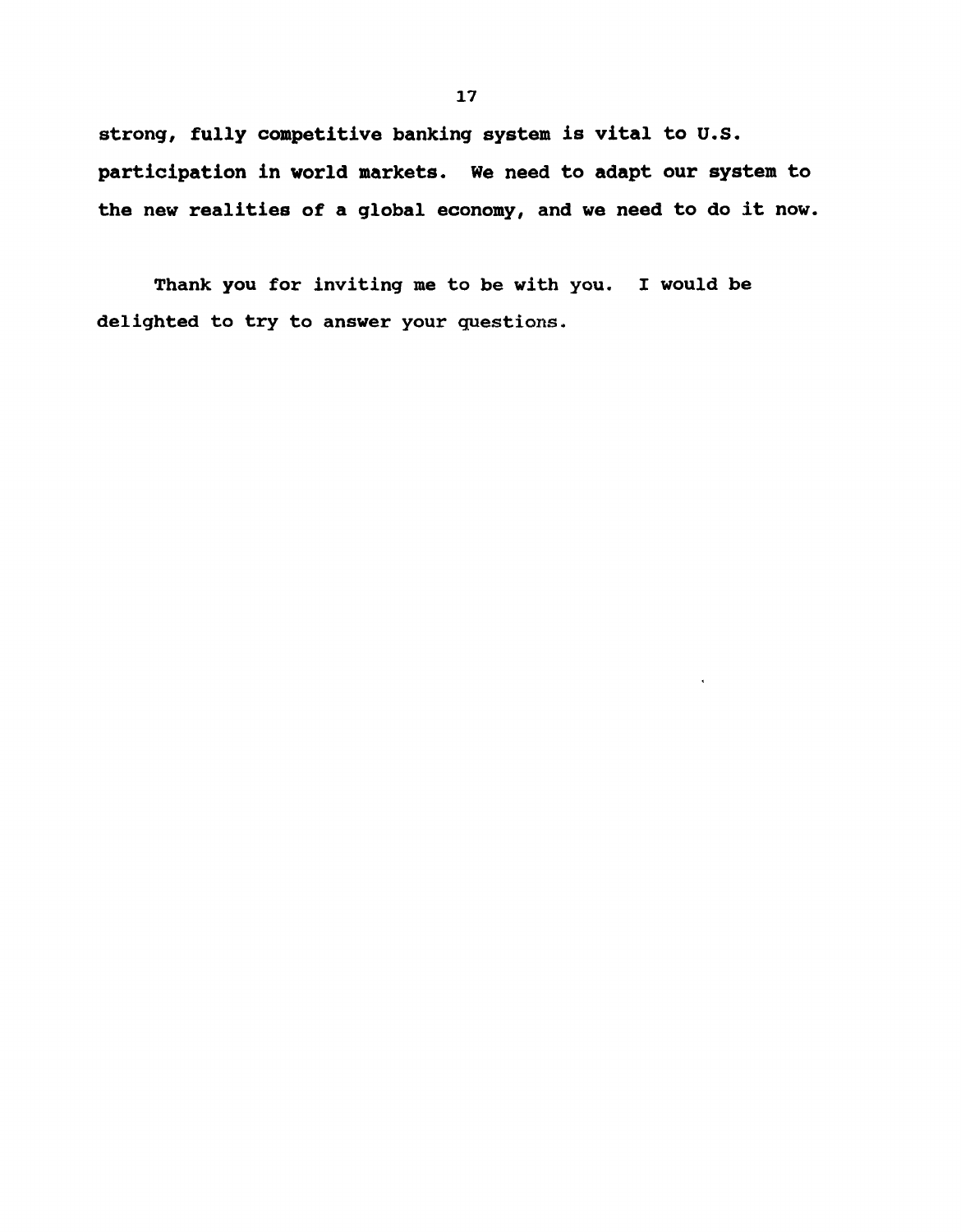strong, fully competitive banking system is vital to U.S. participation in world markets. We need to adapt our system to the new realities of a global economy, and we need to do it now.

Thank you for inviting me to be with you. I would be delighted to try to answer your questions.